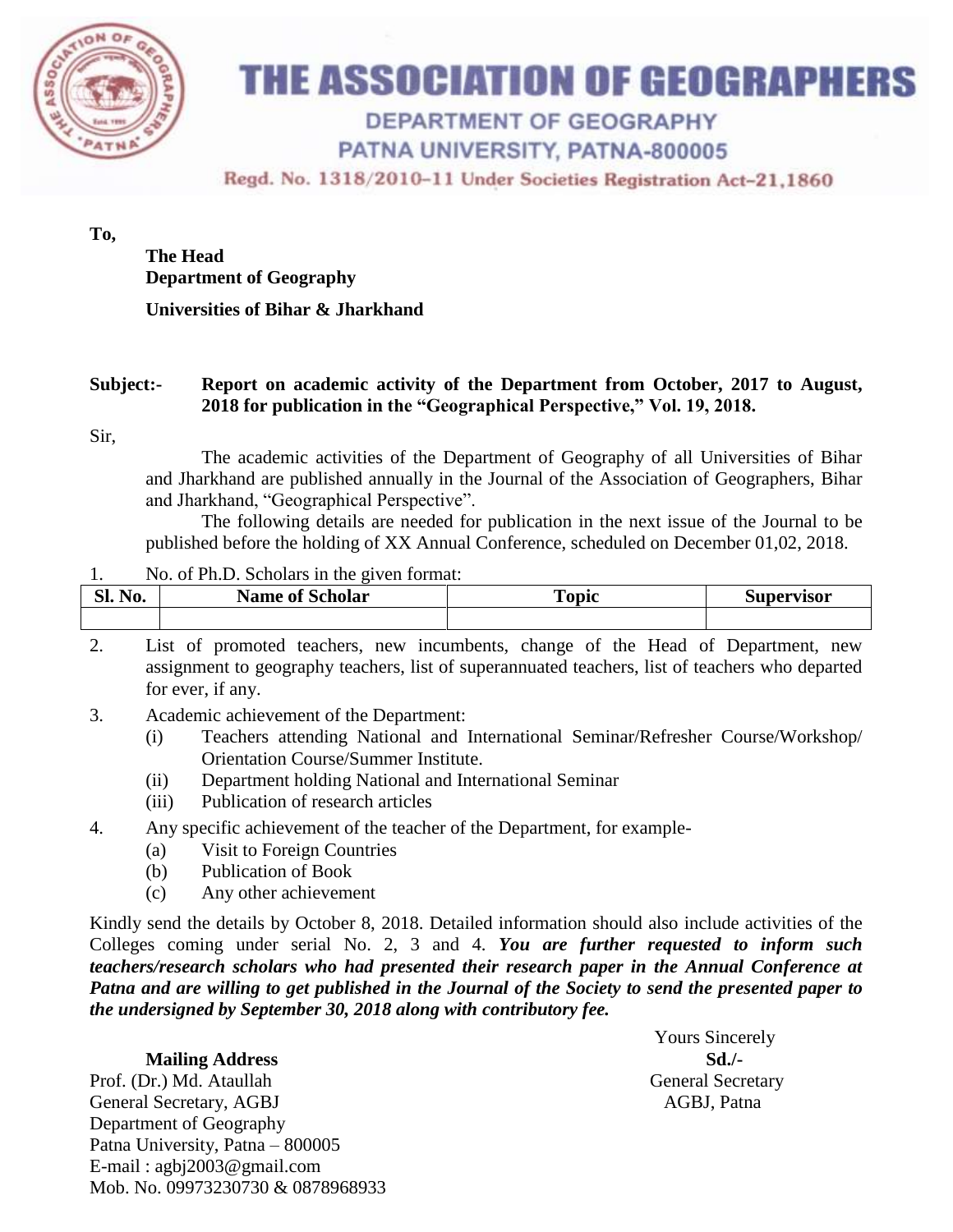# THE ASSOCIATION OF GEOGRAPHERS

DEPARTMENT OF GEOGRAPHY

PATNA UNIVERSITY, PATNA-800005

Regd. No. 1318/2010-11 Under Societies Registration Act-21,1860

**To,**

**The Head**
**Department of Geography**

**Universities of Bihar & Jharkhand**

**Subject:-** **Report on academic activity of the Department from October, 2017 to August, 2018 for publication in the "Geographical Perspective," Vol. 19, 2018.**

Sir,

The academic activities of the Department of Geography of all Universities of Bihar and Jharkhand are published annually in the Journal of the Association of Geographers, Bihar and Jharkhand, "Geographical Perspective".

The following details are needed for publication in the next issue of the Journal to be published before the holding of XX Annual Conference, scheduled on December 01,02, 2018.

1. No. of Ph.D. Scholars in the given format:

| Sl. No. | Name of Scholar | Topic | Supervisor |
|---|---|---|---|
| | | | |

2. List of promoted teachers, new incumbents, change of the Head of Department, new assignment to geography teachers, list of superannuated teachers, list of teachers who departed for ever, if any.
3. Academic achievement of the Department:
   - (i) Teachers attending National and International Seminar/Refresher Course/Workshop/ Orientation Course/Summer Institute.
   - (ii) Department holding National and International Seminar
   - (iii) Publication of research articles
4. Any specific achievement of the teacher of the Department, for example-
   - (a) Visit to Foreign Countries
   - (b) Publication of Book
   - (c) Any other achievement

Kindly send the details by October 8, 2018. Detailed information should also include activities of the Colleges coming under serial No. 2, 3 and 4. ***You are further requested to inform such teachers/research scholars who had presented their research paper in the Annual Conference at Patna and are willing to get published in the Journal of the Society to send the presented paper to the undersigned by September 30, 2018 along with contributory fee.***

Yours Sincerely
**Sd./-**
General Secretary
AGBJ, Patna

**Mailing Address**
Prof. (Dr.) Md. Ataullah
General Secretary, AGBJ
Department of Geography
Patna University, Patna – 800005
E-mail : agbj2003@gmail.com
Mob. No. 09973230730 & 0878968933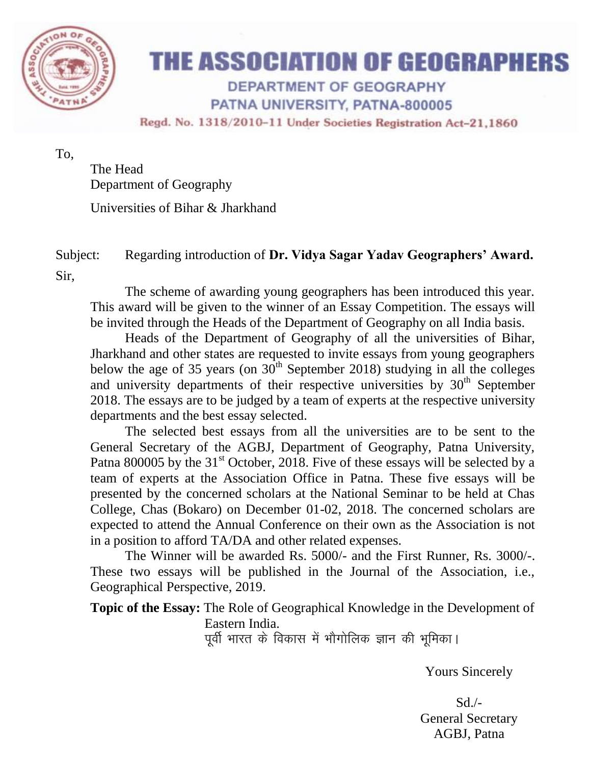# THE ASSOCIATION OF GEOGRAPHERS

**DEPARTMENT OF GEOGRAPHY**
**PATNA UNIVERSITY, PATNA-800005**
**Regd. No. 1318/2010-11 Under Societies Registration Act-21,1860**

To,

The Head
Department of Geography
Universities of Bihar & Jharkhand

Subject: Regarding introduction of **Dr. Vidya Sagar Yadav Geographers' Award.**

Sir,

The scheme of awarding young geographers has been introduced this year. This award will be given to the winner of an Essay Competition. The essays will be invited through the Heads of the Department of Geography on all India basis.

Heads of the Department of Geography of all the universities of Bihar, Jharkhand and other states are requested to invite essays from young geographers below the age of 35 years (on 30th September 2018) studying in all the colleges and university departments of their respective universities by 30th September 2018. The essays are to be judged by a team of experts at the respective university departments and the best essay selected.

The selected best essays from all the universities are to be sent to the General Secretary of the AGBJ, Department of Geography, Patna University, Patna 800005 by the 31st October, 2018. Five of these essays will be selected by a team of experts at the Association Office in Patna. These five essays will be presented by the concerned scholars at the National Seminar to be held at Chas College, Chas (Bokaro) on December 01-02, 2018. The concerned scholars are expected to attend the Annual Conference on their own as the Association is not in a position to afford TA/DA and other related expenses.

The Winner will be awarded Rs. 5000/- and the First Runner, Rs. 3000/-. These two essays will be published in the Journal of the Association, i.e., Geographical Perspective, 2019.

**Topic of the Essay:** The Role of Geographical Knowledge in the Development of Eastern India.
पूर्वी भारत के विकास में भौगोलिक ज्ञान की भूमिका।

Yours Sincerely

Sd./-
General Secretary
AGBJ, Patna